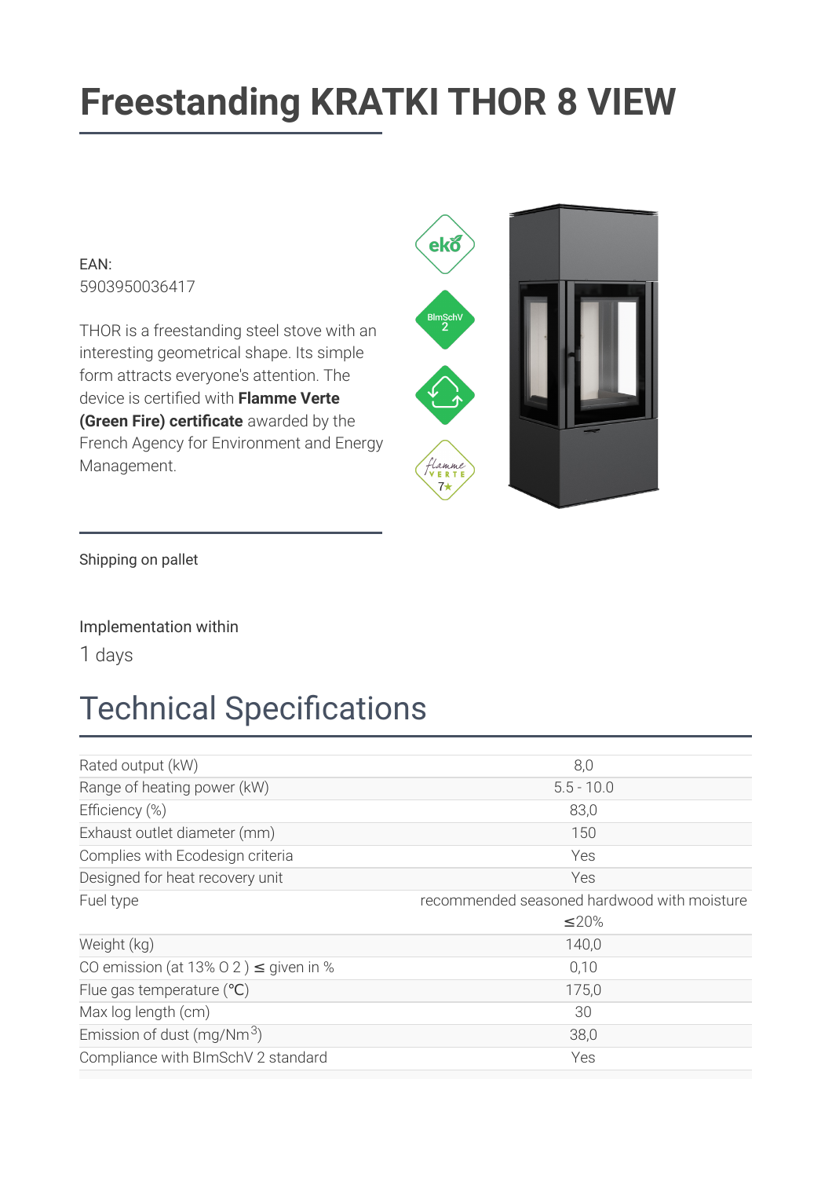# Freestanding KRATKI THOR 8 VIEW

EAN:
5903950036417

THOR is a freestanding steel stove with an interesting geometrical shape. Its simple form attracts everyone's attention. The device is certified with **Flamme Verte (Green Fire) certificate** awarded by the French Agency for Environment and Energy Management.

Shipping on pallet

Implementation within

1 days

## Technical Specifications

| | |
|---|---|
| Rated output (kW) | 8,0 |
| Range of heating power (kW) | 5.5 - 10.0 |
| Efficiency (%) | 83,0 |
| Exhaust outlet diameter (mm) | 150 |
| Complies with Ecodesign criteria | Yes |
| Designed for heat recovery unit | Yes |
| Fuel type | recommended seasoned hardwood with moisture ≤20% |
| Weight (kg) | 140,0 |
| CO emission (at 13% $O_2$) ≤ given in % | 0,10 |
| Flue gas temperature (℃) | 175,0 |
| Max log length (cm) | 30 |
| Emission of dust (mg/$Nm^3$) | 38,0 |
| Compliance with BImSchV 2 standard | Yes |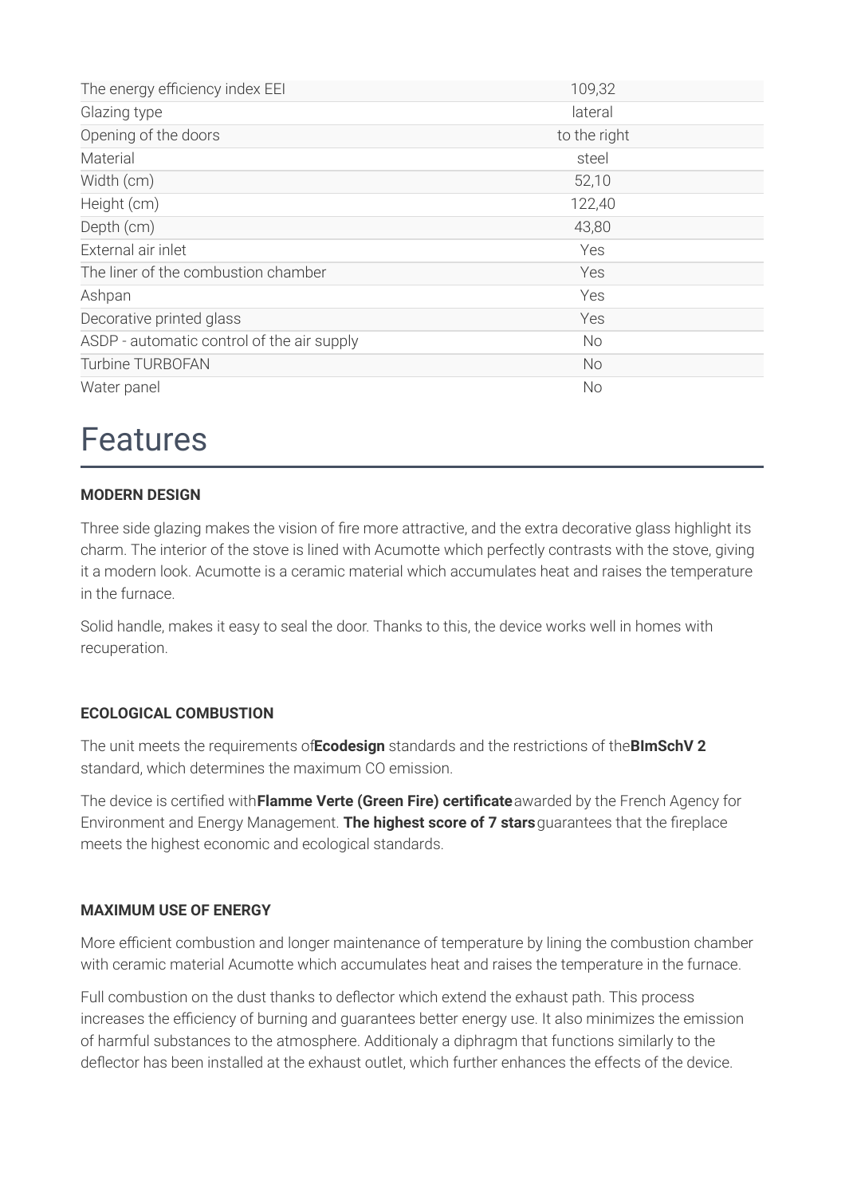| | |
|---|---|
| The energy efficiency index EEI | 109,32 |
| Glazing type | lateral |
| Opening of the doors | to the right |
| Material | steel |
| Width (cm) | 52,10 |
| Height (cm) | 122,40 |
| Depth (cm) | 43,80 |
| External air inlet | Yes |
| The liner of the combustion chamber | Yes |
| Ashpan | Yes |
| Decorative printed glass | Yes |
| ASDP - automatic control of the air supply | No |
| Turbine TURBOFAN | No |
| Water panel | No |

# Features

**MODERN DESIGN**

Three side glazing makes the vision of fire more attractive, and the extra decorative glass highlight its charm. The interior of the stove is lined with Acumotte which perfectly contrasts with the stove, giving it a modern look. Acumotte is a ceramic material which accumulates heat and raises the temperature in the furnace.

Solid handle, makes it easy to seal the door. Thanks to this, the device works well in homes with recuperation.

**ECOLOGICAL COMBUSTION**

The unit meets the requirements of**Ecodesign** standards and the restrictions of the**BImSchV 2** standard, which determines the maximum CO emission.

The device is certified with**Flamme Verte (Green Fire) certificate**awarded by the French Agency for Environment and Energy Management. **The highest score of 7 stars**guarantees that the fireplace meets the highest economic and ecological standards.

**MAXIMUM USE OF ENERGY**

More efficient combustion and longer maintenance of temperature by lining the combustion chamber with ceramic material Acumotte which accumulates heat and raises the temperature in the furnace.

Full combustion on the dust thanks to deflector which extend the exhaust path. This process increases the efficiency of burning and guarantees better energy use. It also minimizes the emission of harmful substances to the atmosphere. Additionaly a diphragm that functions similarly to the deflector has been installed at the exhaust outlet, which further enhances the effects of the device.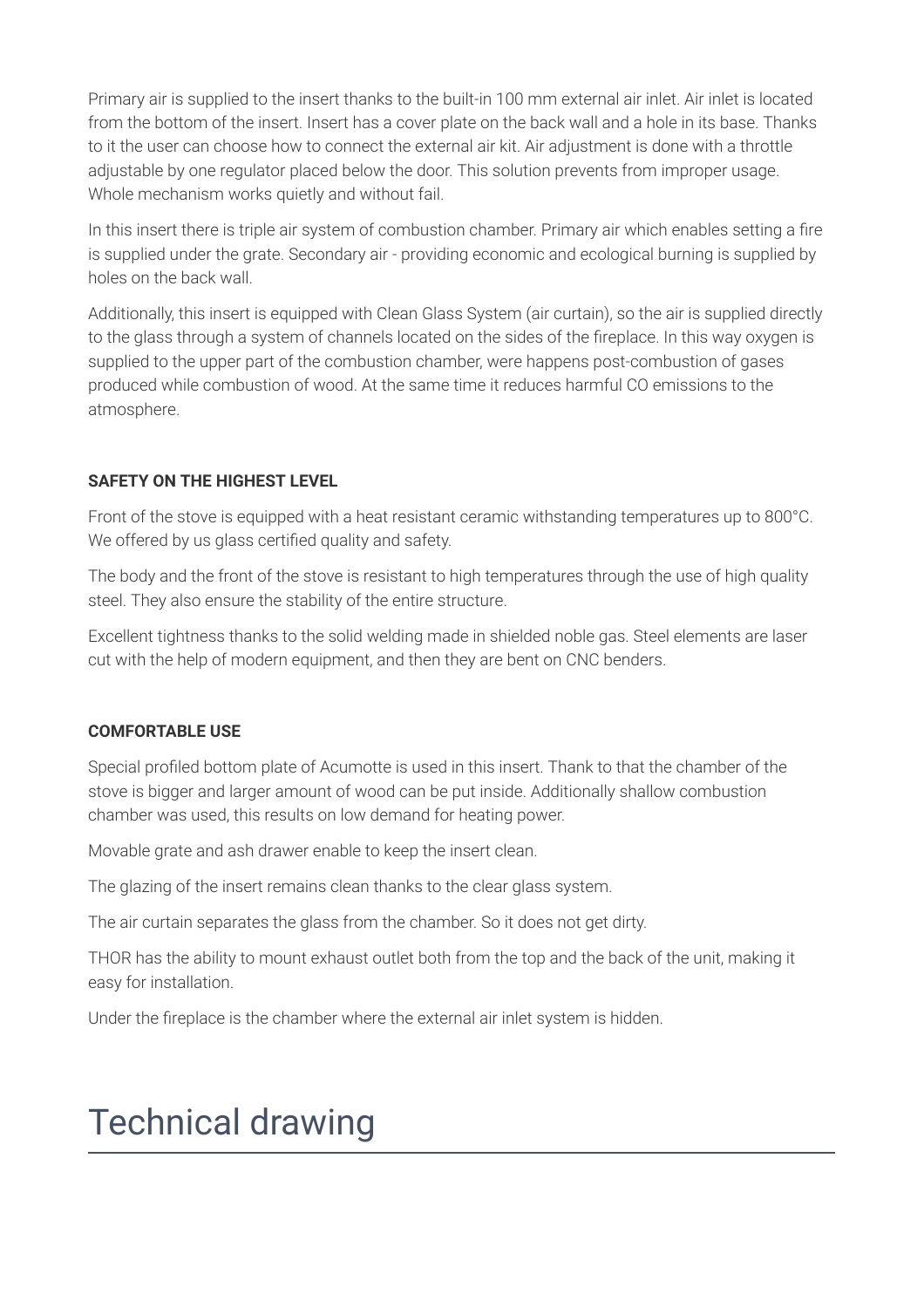Primary air is supplied to the insert thanks to the built-in 100 mm external air inlet. Air inlet is located from the bottom of the insert. Insert has a cover plate on the back wall and a hole in its base. Thanks to it the user can choose how to connect the external air kit. Air adjustment is done with a throttle adjustable by one regulator placed below the door. This solution prevents from improper usage. Whole mechanism works quietly and without fail.

In this insert there is triple air system of combustion chamber. Primary air which enables setting a fire is supplied under the grate. Secondary air - providing economic and ecological burning is supplied by holes on the back wall.

Additionally, this insert is equipped with Clean Glass System (air curtain), so the air is supplied directly to the glass through a system of channels located on the sides of the fireplace. In this way oxygen is supplied to the upper part of the combustion chamber, were happens post-combustion of gases produced while combustion of wood. At the same time it reduces harmful CO emissions to the atmosphere.

**SAFETY ON THE HIGHEST LEVEL**

Front of the stove is equipped with a heat resistant ceramic withstanding temperatures up to 800°C. We offered by us glass certified quality and safety.

The body and the front of the stove is resistant to high temperatures through the use of high quality steel. They also ensure the stability of the entire structure.

Excellent tightness thanks to the solid welding made in shielded noble gas. Steel elements are laser cut with the help of modern equipment, and then they are bent on CNC benders.

**COMFORTABLE USE**

Special profiled bottom plate of Acumotte is used in this insert. Thank to that the chamber of the stove is bigger and larger amount of wood can be put inside. Additionally shallow combustion chamber was used, this results on low demand for heating power.

Movable grate and ash drawer enable to keep the insert clean.

The glazing of the insert remains clean thanks to the clear glass system.

The air curtain separates the glass from the chamber. So it does not get dirty.

THOR has the ability to mount exhaust outlet both from the top and the back of the unit, making it easy for installation.

Under the fireplace is the chamber where the external air inlet system is hidden.

# Technical drawing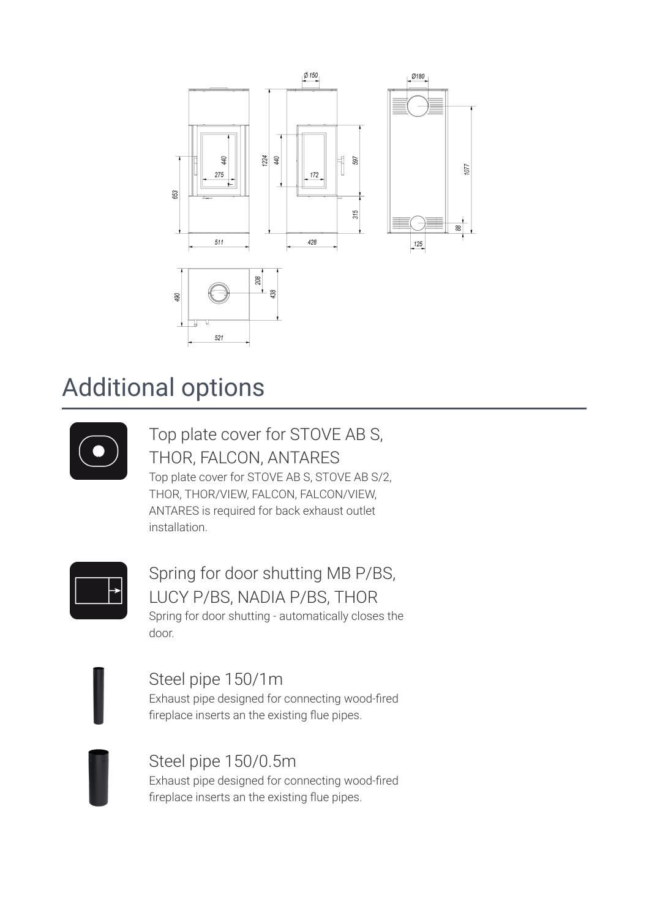Ø 150

Ø180

440

275

653

511

1224

440

172

597

315

428

1077

88

125

490

521

208

438

## Additional options

### Top plate cover for STOVE AB S, THOR, FALCON, ANTARES

Top plate cover for STOVE AB S, STOVE AB S/2, THOR, THOR/VIEW, FALCON, FALCON/VIEW, ANTARES is required for back exhaust outlet installation.

### Spring for door shutting MB P/BS, LUCY P/BS, NADIA P/BS, THOR

Spring for door shutting - automatically closes the door.

### Steel pipe 150/1m

Exhaust pipe designed for connecting wood-fired fireplace inserts an the existing flue pipes.

### Steel pipe 150/0.5m

Exhaust pipe designed for connecting wood-fired fireplace inserts an the existing flue pipes.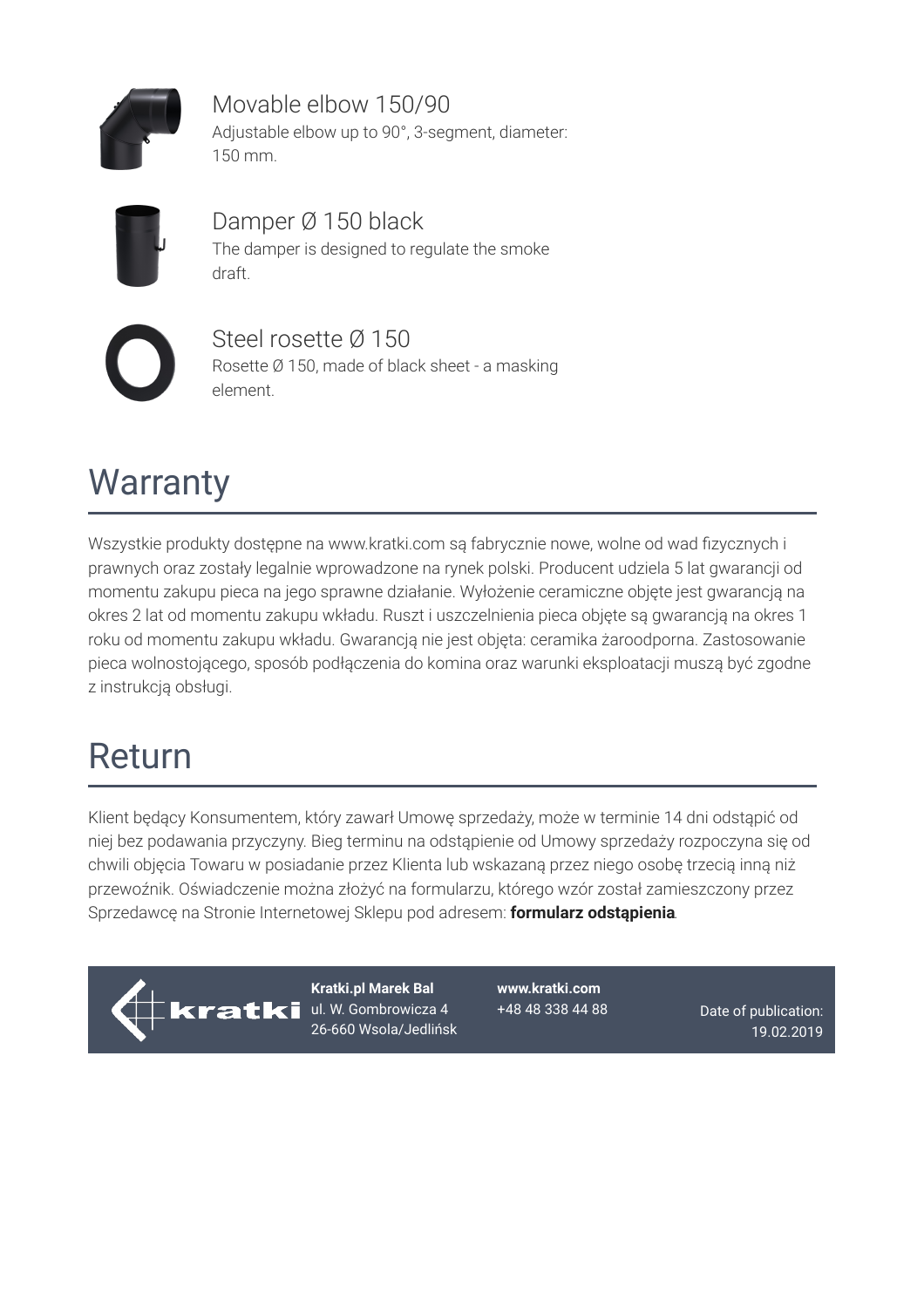### Movable elbow 150/90

Adjustable elbow up to 90°, 3-segment, diameter: 150 mm.

### Damper Ø 150 black

The damper is designed to regulate the smoke draft.

### Steel rosette Ø 150

Rosette Ø 150, made of black sheet - a masking element.

# Warranty

Wszystkie produkty dostępne na www.kratki.com są fabrycznie nowe, wolne od wad fizycznych i prawnych oraz zostały legalnie wprowadzone na rynek polski. Producent udziela 5 lat gwarancji od momentu zakupu pieca na jego sprawne działanie. Wyłożenie ceramiczne objęte jest gwarancją na okres 2 lat od momentu zakupu wkładu. Ruszt i uszczelnienia pieca objęte są gwarancją na okres 1 roku od momentu zakupu wkładu. Gwarancją nie jest objęta: ceramika żaroodporna. Zastosowanie pieca wolnostojącego, sposób podłączenia do komina oraz warunki eksploatacji muszą być zgodne z instrukcją obsługi.

# Return

Klient będący Konsumentem, który zawarł Umowę sprzedaży, może w terminie 14 dni odstąpić od niej bez podawania przyczyny. Bieg terminu na odstąpienie od Umowy sprzedaży rozpoczyna się od chwili objęcia Towaru w posiadanie przez Klienta lub wskazaną przez niego osobę trzecią inną niż przewoźnik. Oświadczenie można złożyć na formularzu, którego wzór został zamieszczony przez Sprzedawcę na Stronie Internetowej Sklepu pod adresem: **formularz odstąpienia**.

kratki

**Kratki.pl Marek Bal**
ul. W. Gombrowicza 4
26-660 Wsola/Jedlińsk

**www.kratki.com**
+48 48 338 44 88

Date of publication: 19.02.2019